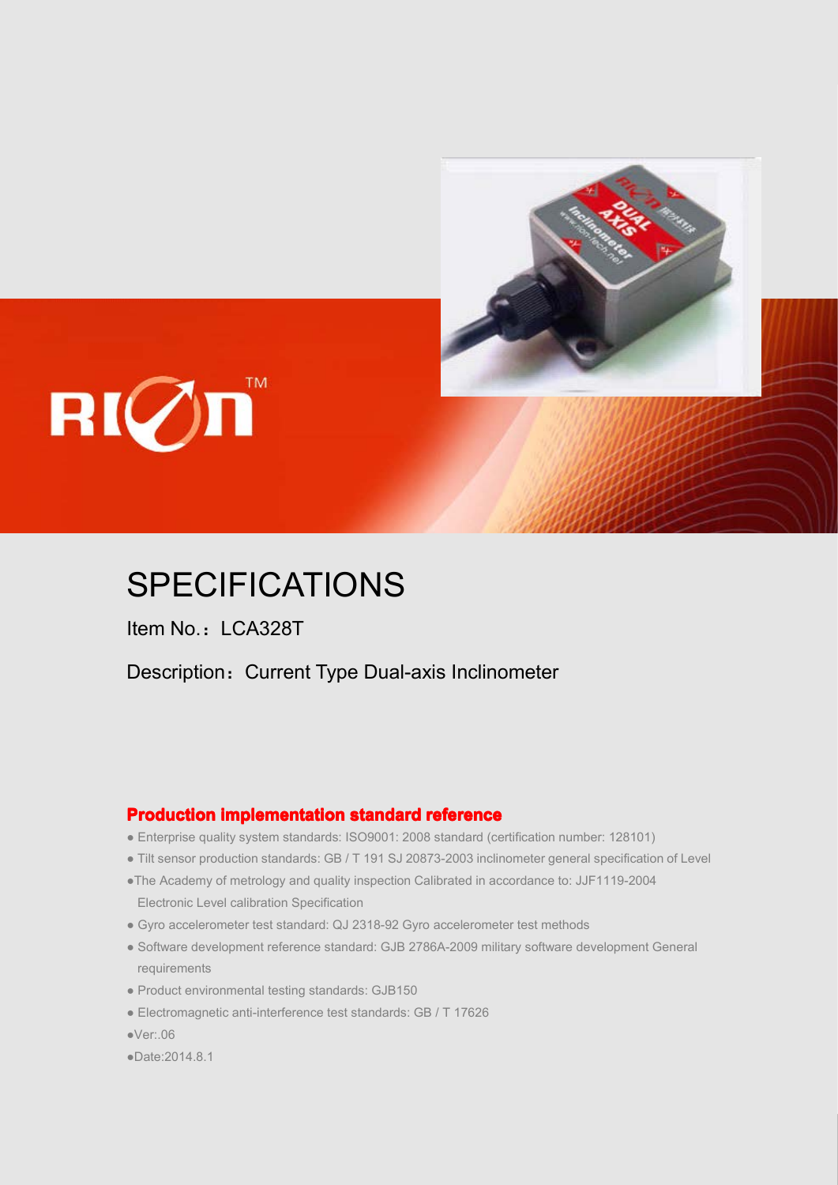# SPECIFICATIONS

Item No.：LCA328T

Description：Current Type Dual-axis Inclinometer

## Production implementation standard reference

- Enterprise quality system standards: ISO9001: 2008 standard (certification number: 128101)
- Tilt sensor production standards: GB / T 191 SJ 20873-2003 inclinometer general specification of Level
- The Academy of metrology and quality inspection Calibrated in accordance to: JJF1119-2004 Electronic Level calibration Specification
- Gyro accelerometer test standard: QJ 2318-92 Gyro accelerometer test methods
- Software development reference standard: GJB 2786A-2009 military software development General requirements
- Product environmental testing standards: GJB150
- Electromagnetic anti-interference test standards: GB / T 17626
- Ver:.06
- Date:2014.8.1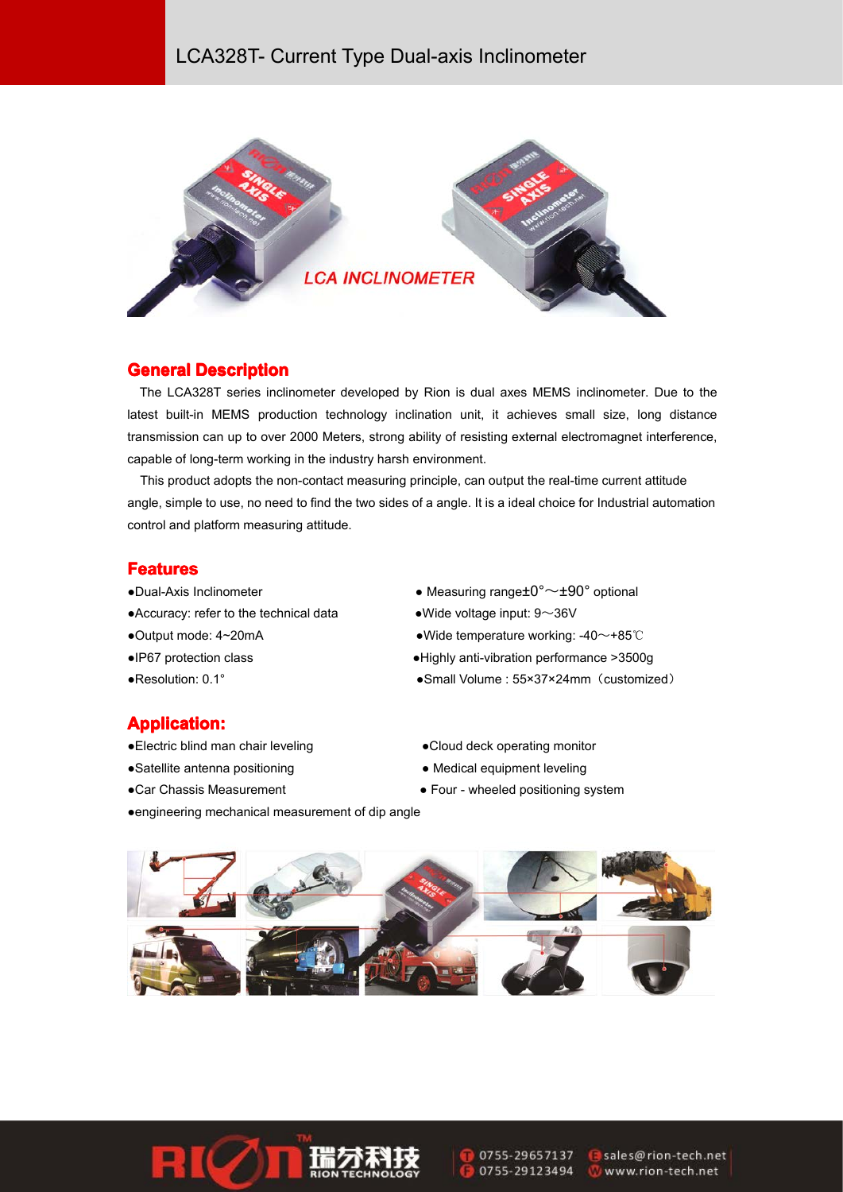# LCA328T- Current Type Dual-axis Inclinometer

## General Description

The LCA328T series inclinometer developed by Rion is dual axes MEMS inclinometer. Due to the latest built-in MEMS production technology inclination unit, it achieves small size, long distance transmission can up to over 2000 Meters, strong ability of resisting external electromagnet interference, capable of long-term working in the industry harsh environment.

This product adopts the non-contact measuring principle, can output the real-time current attitude angle, simple to use, no need to find the two sides of a angle. It is a ideal choice for Industrial automation control and platform measuring attitude.

## Features

- Dual-Axis Inclinometer
- Accuracy: refer to the technical data
- Output mode: 4~20mA
- IP67 protection class
- Resolution: 0.1°
- Measuring range±0°～±90° optional
- Wide voltage input: 9～36V
- Wide temperature working: -40～+85℃
- Highly anti-vibration performance >3500g
- Small Volume : 55×37×24mm（customized）

## Application:

- Electric blind man chair leveling
- Satellite antenna positioning
- Car Chassis Measurement
- engineering mechanical measurement of dip angle
- Cloud deck operating monitor
- Medical equipment leveling
- Four - wheeled positioning system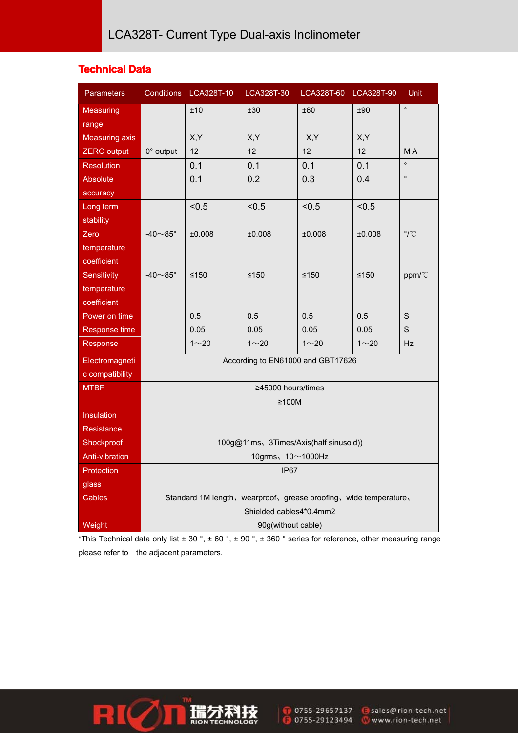## Technical Data

| Parameters | Conditions | LCA328T-10 | LCA328T-30 | LCA328T-60 | LCA328T-90 | Unit |
|---|---|---|---|---|---|---|
| Measuring range | | ±10 | ±30 | ±60 | ±90 | ° |
| Measuring axis | | X,Y | X,Y | X,Y | X,Y | |
| ZERO output | 0° output | 12 | 12 | 12 | 12 | M A |
| Resolution | | 0.1 | 0.1 | 0.1 | 0.1 | ° |
| Absolute accuracy | | 0.1 | 0.2 | 0.3 | 0.4 | ° |
| Long term stability | | <0.5 | <0.5 | <0.5 | <0.5 | |
| Zero temperature coefficient | -40～85° | ±0.008 | ±0.008 | ±0.008 | ±0.008 | °/℃ |
| Sensitivity temperature coefficient | -40～85° | ≤150 | ≤150 | ≤150 | ≤150 | ppm/℃ |
| Power on time | | 0.5 | 0.5 | 0.5 | 0.5 | S |
| Response time | | 0.05 | 0.05 | 0.05 | 0.05 | S |
| Response | | 1～20 | 1～20 | 1～20 | 1～20 | Hz |
| Electromagnetic compatibility | According to EN61000 and GBT17626 | | | | | |
| MTBF | ≥45000 hours/times | | | | | |
| Insulation Resistance | ≥100M | | | | | |
| Shockproof | 100g@11ms、3Times/Axis(half sinusoid)) | | | | | |
| Anti-vibration | 10grms、10～1000Hz | | | | | |
| Protection glass | IP67 | | | | | |
| Cables | Standard 1M length、wearproof、grease proofing、wide temperature、Shielded cables4*0.4mm2 | | | | | |
| Weight | 90g(without cable) | | | | | |

*This Technical data only list ± 30 °, ± 60 °, ± 90 °, ± 360 ° series for reference, other measuring range please refer to the adjacent parameters.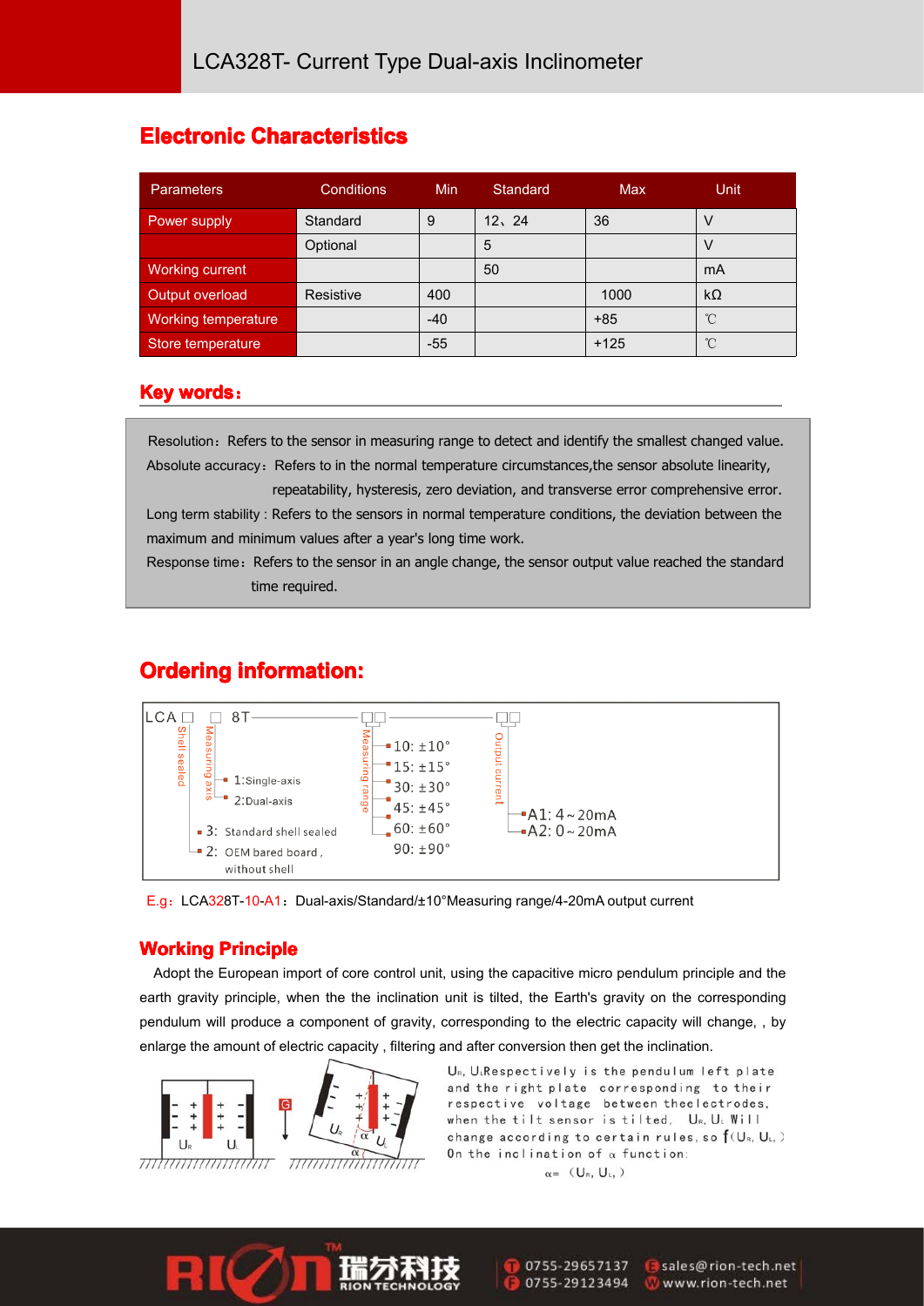## Electronic Characteristics

| Parameters | Conditions | Min | Standard | Max | Unit |
|---|---|---|---|---|---|
| Power supply | Standard | 9 | 12、24 | 36 | V |
| | Optional | | 5 | | V |
| Working current | | | 50 | | mA |
| Output overload | Resistive | 400 | | 1000 | kΩ |
| Working temperature | | -40 | | +85 | ℃ |
| Store temperature | | -55 | | +125 | ℃ |

## Key words：

Resolution：Refers to the sensor in measuring range to detect and identify the smallest changed value.

Absolute accuracy：Refers to in the normal temperature circumstances,the sensor absolute linearity, repeatability, hysteresis, zero deviation, and transverse error comprehensive error.

Long term stability : Refers to the sensors in normal temperature conditions, the deviation between the maximum and minimum values after a year's long time work.

Response time：Refers to the sensor in an angle change, the sensor output value reached the standard time required.

## Ordering information:

LCA□ □ 8T— □□ — □□

- Shell sealed:
  - 3: Standard shell sealed
  - 2: OEM bared board , without shell
- Measuring axis:
  - 1:Single-axis
  - 2:Dual-axis
- Measuring range:
  - 10: ±10°
  - 15: ±15°
  - 30: ±30°
  - 45: ±45°
  - 60: ±60°
  - 90: ±90°
- Output current:
  - A1: 4～20mA
  - A2: 0～20mA

E.g：LCA328T-10-A1：Dual-axis/Standard/±10°Measuring range/4-20mA output current

## Working Principle

Adopt the European import of core control unit, using the capacitive micro pendulum principle and the earth gravity principle, when the the inclination unit is tilted, the Earth's gravity on the corresponding pendulum will produce a component of gravity, corresponding to the electric capacity will change, , by enlarge the amount of electric capacity , filtering and after conversion then get the inclination.

$U_R$, $U_L$ Respectively is the pendulum left plate and the right plate corresponding to their respective voltage between theelectrodes, when the tilt sensor is tilted, $U_R$, $U_L$ Will change according to certain rules, so $f(U_R, U_L)$ On the inclination of α function:

$$\alpha = (U_R, U_L)$$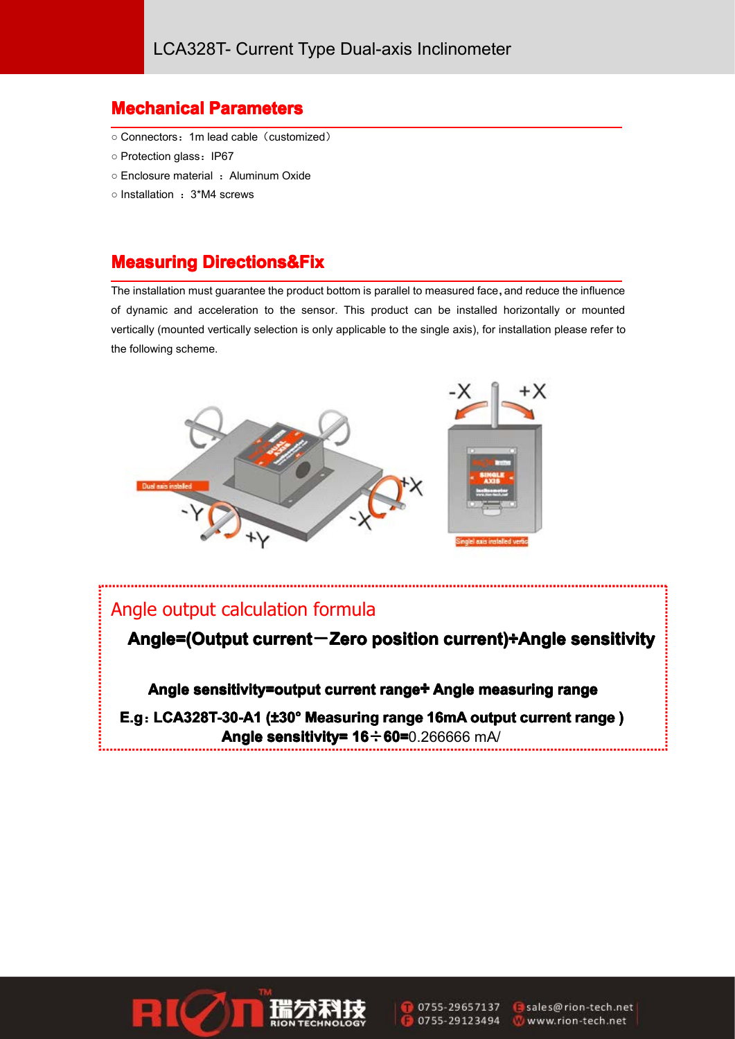## Mechanical Parameters

- Connectors：1m lead cable（customized）
- Protection glass：IP67
- Enclosure material ：Aluminum Oxide
- Installation ：3*M4 screws

## Measuring Directions&Fix

The installation must guarantee the product bottom is parallel to measured face，and reduce the influence of dynamic and acceleration to the sensor. This product can be installed horizontally or mounted vertically (mounted vertically selection is only applicable to the single axis), for installation please refer to the following scheme.

Dual axis installed

Singel axis installed vertic

### Angle output calculation formula

**Angle=(Output current－Zero position current)÷Angle sensitivity**

**Angle sensitivity=output current range÷ Angle measuring range**

**E.g：LCA328T-30-A1 (±30° Measuring range 16mA output current range )**
**Angle sensitivity= 16÷60=**0.266666 mA/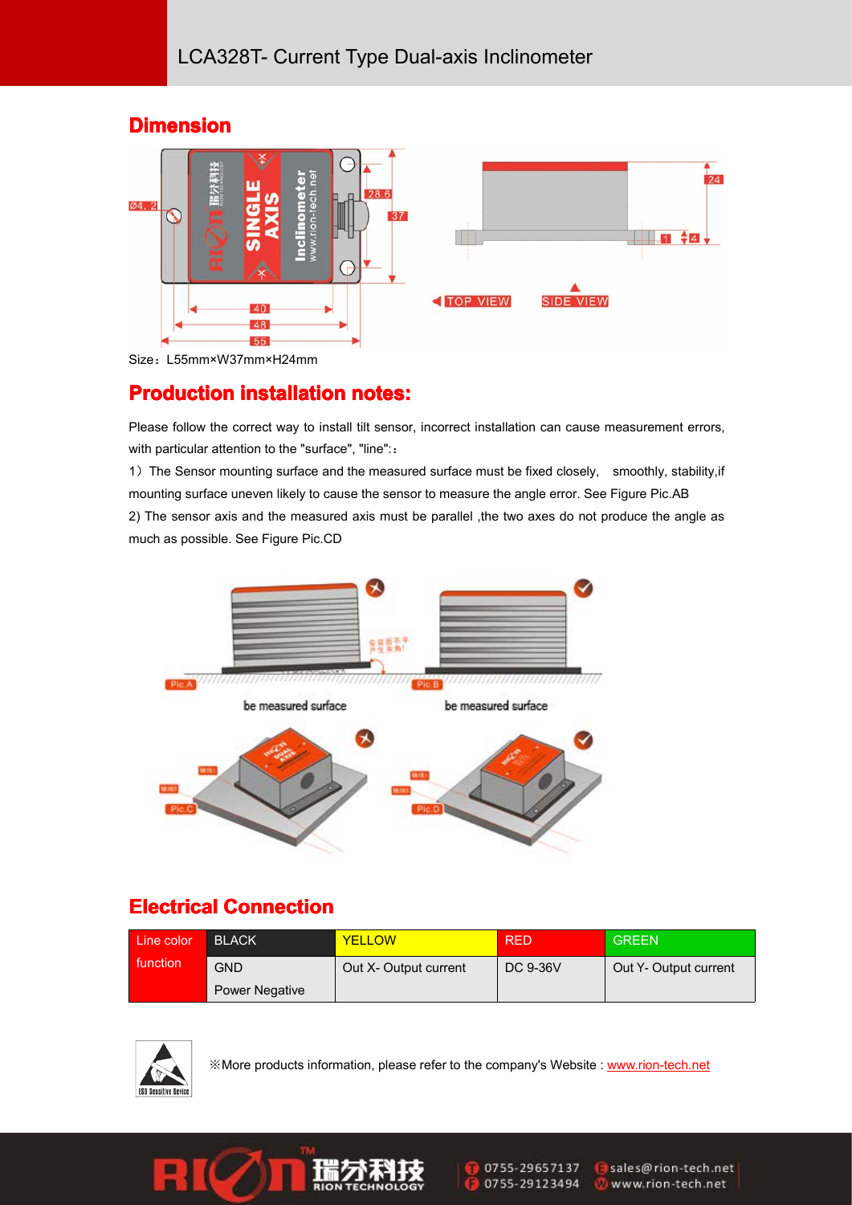## Dimension

Size：L55mm×W37mm×H24mm

## Production installation notes:

Please follow the correct way to install tilt sensor, incorrect installation can cause measurement errors, with particular attention to the "surface", "line":：

1）The Sensor mounting surface and the measured surface must be fixed closely,   smoothly, stability,if mounting surface uneven likely to cause the sensor to measure the angle error. See Figure Pic.AB

2) The sensor axis and the measured axis must be parallel ,the two axes do not produce the angle as much as possible. See Figure Pic.CD

## Electrical Connection

| Line color | BLACK | YELLOW | RED | GREEN |
|---|---|---|---|---|
| function | GND<br>Power Negative | Out X- Output current | DC 9-36V | Out Y- Output current |

※More products information, please refer to the company's Website : www.rion-tech.net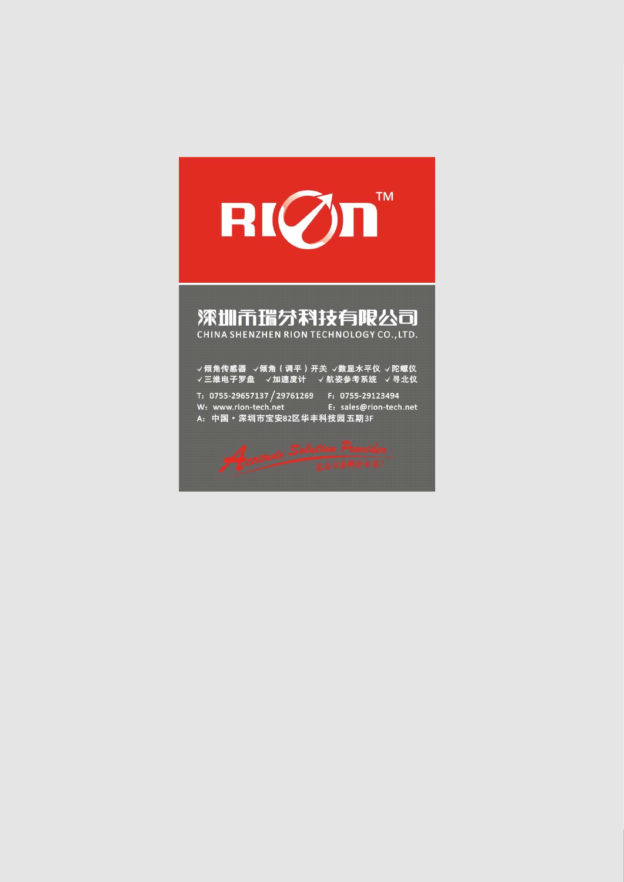RION™

# 深圳市瑞芬科技有限公司

CHINA SHENZHEN RION TECHNOLOGY CO.,LTD.

√倾角传感器 √倾角（调平）开关 √数显水平仪 √陀螺仪
√三维电子罗盘 √加速度计 √航姿参考系统 √寻北仪

T：0755-29657137 / 29761269 F：0755-29123494
W：www.rion-tech.net E：sales@rion-tech.net
A：中国 · 深圳市宝安82区华丰科技园五期3F

Accurate Solution Provider